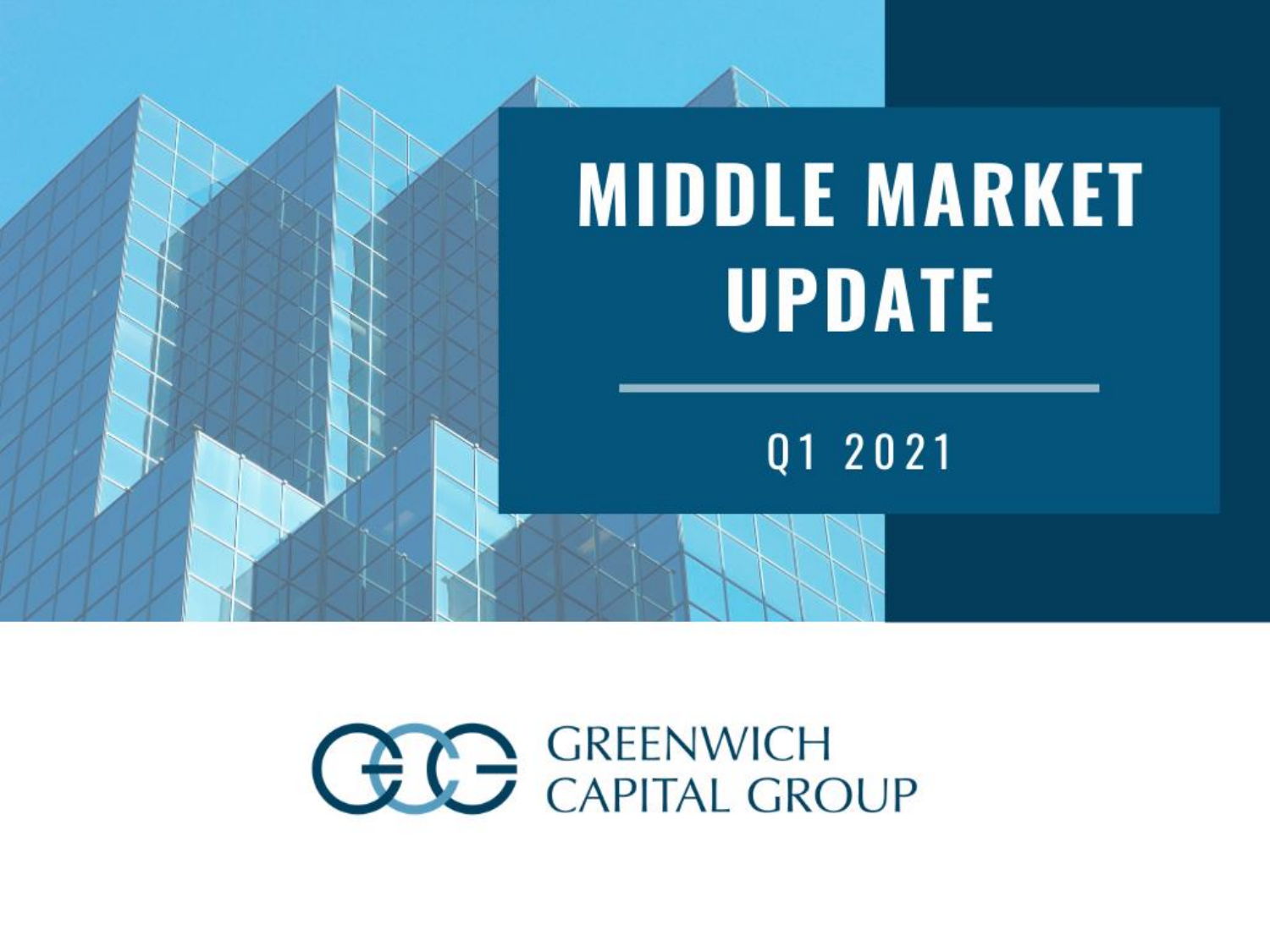# MIDDLE MARKET UPDATE

Q1 2021

GREENWICH CAPITAL GROUP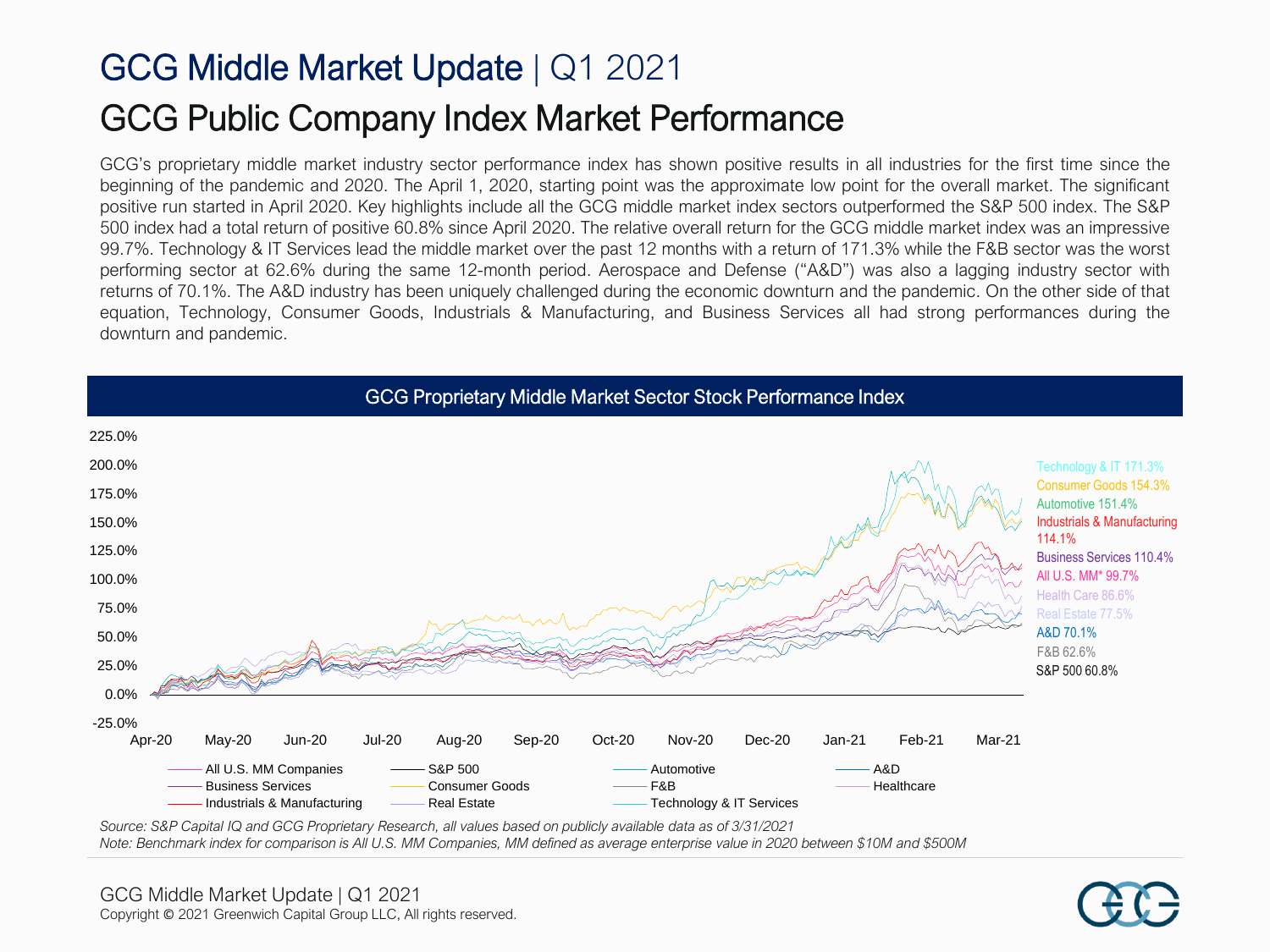# GCG Middle Market Update | Q1 2021

## GCG Public Company Index Market Performance

GCG's proprietary middle market industry sector performance index has shown positive results in all industries for the first time since the beginning of the pandemic and 2020. The April 1, 2020, starting point was the approximate low point for the overall market. The significant positive run started in April 2020. Key highlights include all the GCG middle market index sectors outperformed the S&P 500 index. The S&P 500 index had a total return of positive 60.8% since April 2020. The relative overall return for the GCG middle market index was an impressive 99.7%. Technology & IT Services lead the middle market over the past 12 months with a return of 171.3% while the F&B sector was the worst performing sector at 62.6% during the same 12-month period. Aerospace and Defense ("A&D") was also a lagging industry sector with returns of 70.1%. The A&D industry has been uniquely challenged during the economic downturn and the pandemic. On the other side of that equation, Technology, Consumer Goods, Industrials & Manufacturing, and Business Services all had strong performances during the downturn and pandemic.

### GCG Proprietary Middle Market Sector Stock Performance Index

| Sector | Return |
|---|---|
| Technology & IT | 171.3% |
| Consumer Goods | 154.3% |
| Automotive | 151.4% |
| Industrials & Manufacturing | 114.1% |
| Business Services | 110.4% |
| All U.S. MM* | 99.7% |
| Health Care | 86.6% |
| Real Estate | 77.5% |
| A&D | 70.1% |
| F&B | 62.6% |
| S&P 500 | 60.8% |

*Source: S&P Capital IQ and GCG Proprietary Research, all values based on publicly available data as of 3/31/2021*

*Note: Benchmark index for comparison is All U.S. MM Companies, MM defined as average enterprise value in 2020 between $10M and $500M*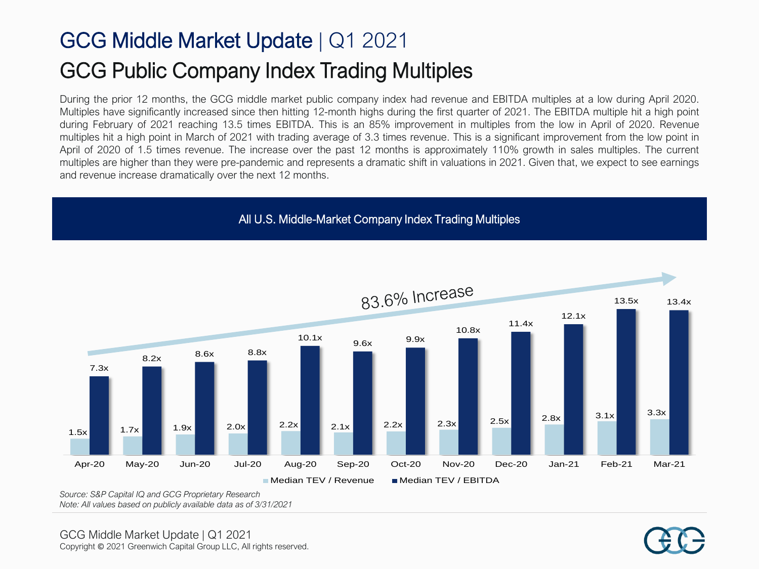# GCG Middle Market Update | Q1 2021

## GCG Public Company Index Trading Multiples

During the prior 12 months, the GCG middle market public company index had revenue and EBITDA multiples at a low during April 2020. Multiples have significantly increased since then hitting 12-month highs during the first quarter of 2021. The EBITDA multiple hit a high point during February of 2021 reaching 13.5 times EBITDA. This is an 85% improvement in multiples from the low in April of 2020. Revenue multiples hit a high point in March of 2021 with trading average of 3.3 times revenue. This is a significant improvement from the low point in April of 2020 of 1.5 times revenue. The increase over the past 12 months is approximately 110% growth in sales multiples. The current multiples are higher than they were pre-pandemic and represents a dramatic shift in valuations in 2021. Given that, we expect to see earnings and revenue increase dramatically over the next 12 months.

### All U.S. Middle-Market Company Index Trading Multiples

83.6% Increase

| | Apr-20 | May-20 | Jun-20 | Jul-20 | Aug-20 | Sep-20 | Oct-20 | Nov-20 | Dec-20 | Jan-21 | Feb-21 | Mar-21 |
|---|---|---|---|---|---|---|---|---|---|---|---|---|
| Median TEV / Revenue | 1.5x | 1.7x | 1.9x | 2.0x | 2.2x | 2.1x | 2.2x | 2.3x | 2.5x | 2.8x | 3.1x | 3.3x |
| Median TEV / EBITDA | 7.3x | 8.2x | 8.6x | 8.8x | 10.1x | 9.6x | 9.9x | 10.8x | 11.4x | 12.1x | 13.5x | 13.4x |

*Source: S&P Capital IQ and GCG Proprietary Research*
*Note: All values based on publicly available data as of 3/31/2021*

GCG Middle Market Update | Q1 2021
Copyright © 2021 Greenwich Capital Group LLC, All rights reserved.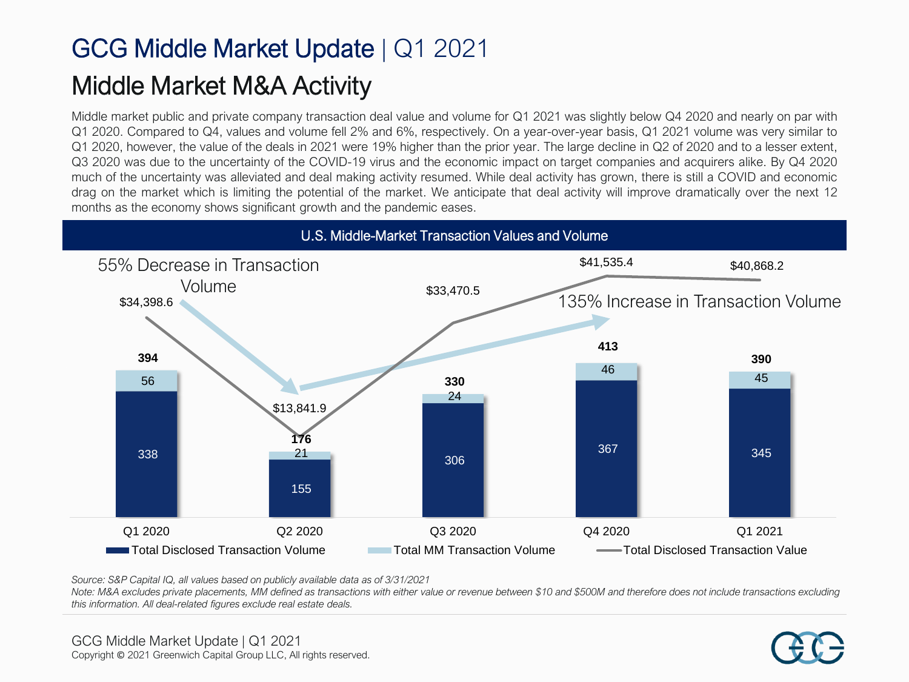# GCG Middle Market Update | Q1 2021

## Middle Market M&A Activity

Middle market public and private company transaction deal value and volume for Q1 2021 was slightly below Q4 2020 and nearly on par with Q1 2020. Compared to Q4, values and volume fell 2% and 6%, respectively. On a year-over-year basis, Q1 2021 volume was very similar to Q1 2020, however, the value of the deals in 2021 were 19% higher than the prior year. The large decline in Q2 of 2020 and to a lesser extent, Q3 2020 was due to the uncertainty of the COVID-19 virus and the economic impact on target companies and acquirers alike. By Q4 2020 much of the uncertainty was alleviated and deal making activity resumed. While deal activity has grown, there is still a COVID and economic drag on the market which is limiting the potential of the market. We anticipate that deal activity will improve dramatically over the next 12 months as the economy shows significant growth and the pandemic eases.

### U.S. Middle-Market Transaction Values and Volume

55% Decrease in Transaction Volume

135% Increase in Transaction Volume

| | Q1 2020 | Q2 2020 | Q3 2020 | Q4 2020 | Q1 2021 |
|---|---|---|---|---|---|
| Total Disclosed Transaction Volume | 338 | 155 | 306 | 367 | 345 |
| Total MM Transaction Volume | 56 | 21 | 24 | 46 | 45 |
| Total | 394 | 176 | 330 | 413 | 390 |
| Total Disclosed Transaction Value | $34,398.6 | $13,841.9 | $33,470.5 | $41,535.4 | $40,868.2 |

*Source: S&P Capital IQ, all values based on publicly available data as of 3/31/2021*
*Note: M&A excludes private placements, MM defined as transactions with either value or revenue between $10 and $500M and therefore does not include transactions excluding this information. All deal-related figures exclude real estate deals.*

Copyright © 2021 Greenwich Capital Group LLC, All rights reserved.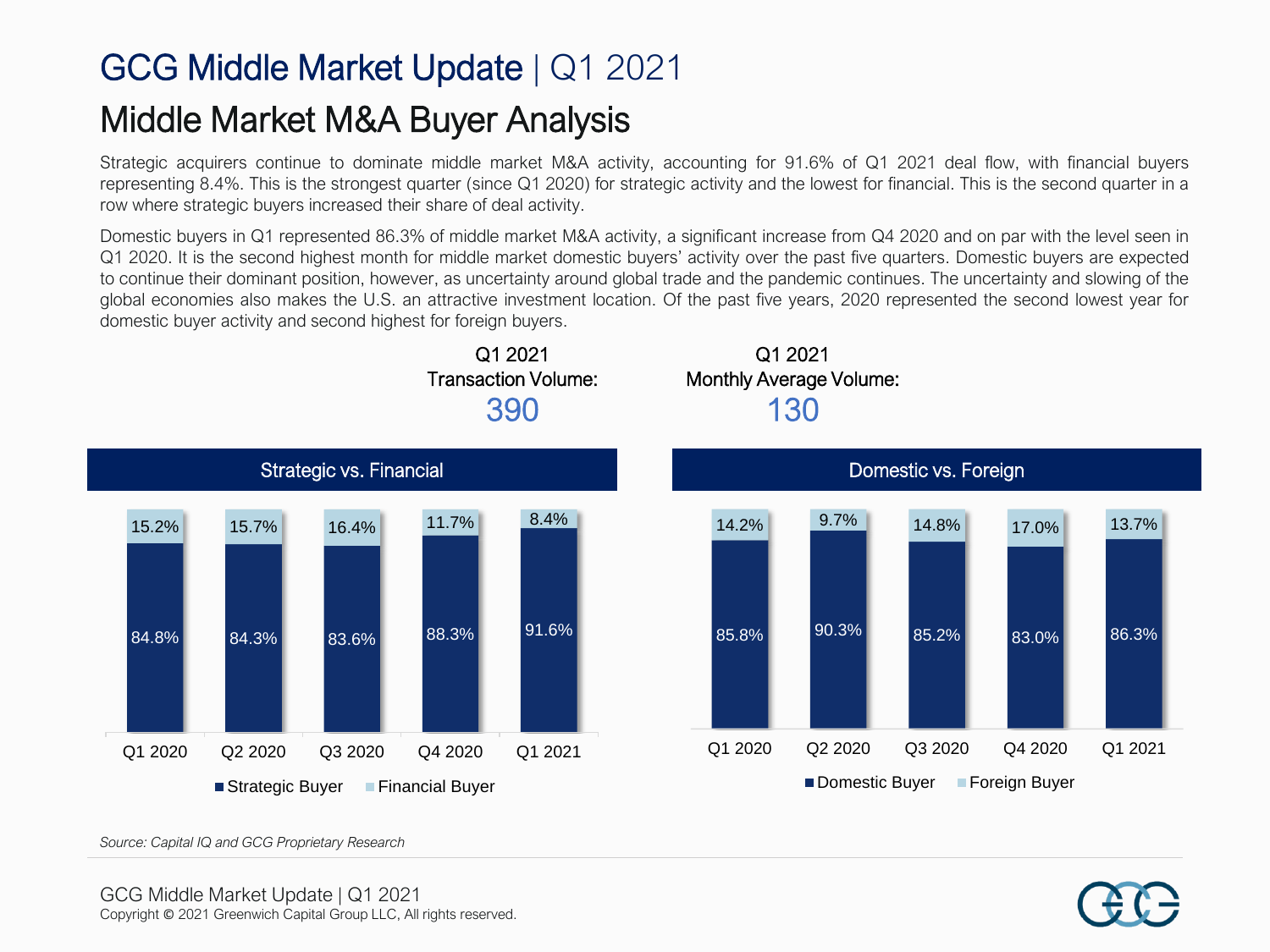# GCG Middle Market Update | Q1 2021

## Middle Market M&A Buyer Analysis

Strategic acquirers continue to dominate middle market M&A activity, accounting for 91.6% of Q1 2021 deal flow, with financial buyers representing 8.4%. This is the strongest quarter (since Q1 2020) for strategic activity and the lowest for financial. This is the second quarter in a row where strategic buyers increased their share of deal activity.

Domestic buyers in Q1 represented 86.3% of middle market M&A activity, a significant increase from Q4 2020 and on par with the level seen in Q1 2020. It is the second highest month for middle market domestic buyers' activity over the past five quarters. Domestic buyers are expected to continue their dominant position, however, as uncertainty around global trade and the pandemic continues. The uncertainty and slowing of the global economies also makes the U.S. an attractive investment location. Of the past five years, 2020 represented the second lowest year for domestic buyer activity and second highest for foreign buyers.

**Q1 2021 Transaction Volume:** 390

**Q1 2021 Monthly Average Volume:** 130

### Strategic vs. Financial

| | Q1 2020 | Q2 2020 | Q3 2020 | Q4 2020 | Q1 2021 |
|---|---|---|---|---|---|
| Strategic Buyer | 84.8% | 84.3% | 83.6% | 88.3% | 91.6% |
| Financial Buyer | 15.2% | 15.7% | 16.4% | 11.7% | 8.4% |

### Domestic vs. Foreign

| | Q1 2020 | Q2 2020 | Q3 2020 | Q4 2020 | Q1 2021 |
|---|---|---|---|---|---|
| Domestic Buyer | 85.8% | 90.3% | 85.2% | 83.0% | 86.3% |
| Foreign Buyer | 14.2% | 9.7% | 14.8% | 17.0% | 13.7% |

*Source: Capital IQ and GCG Proprietary Research*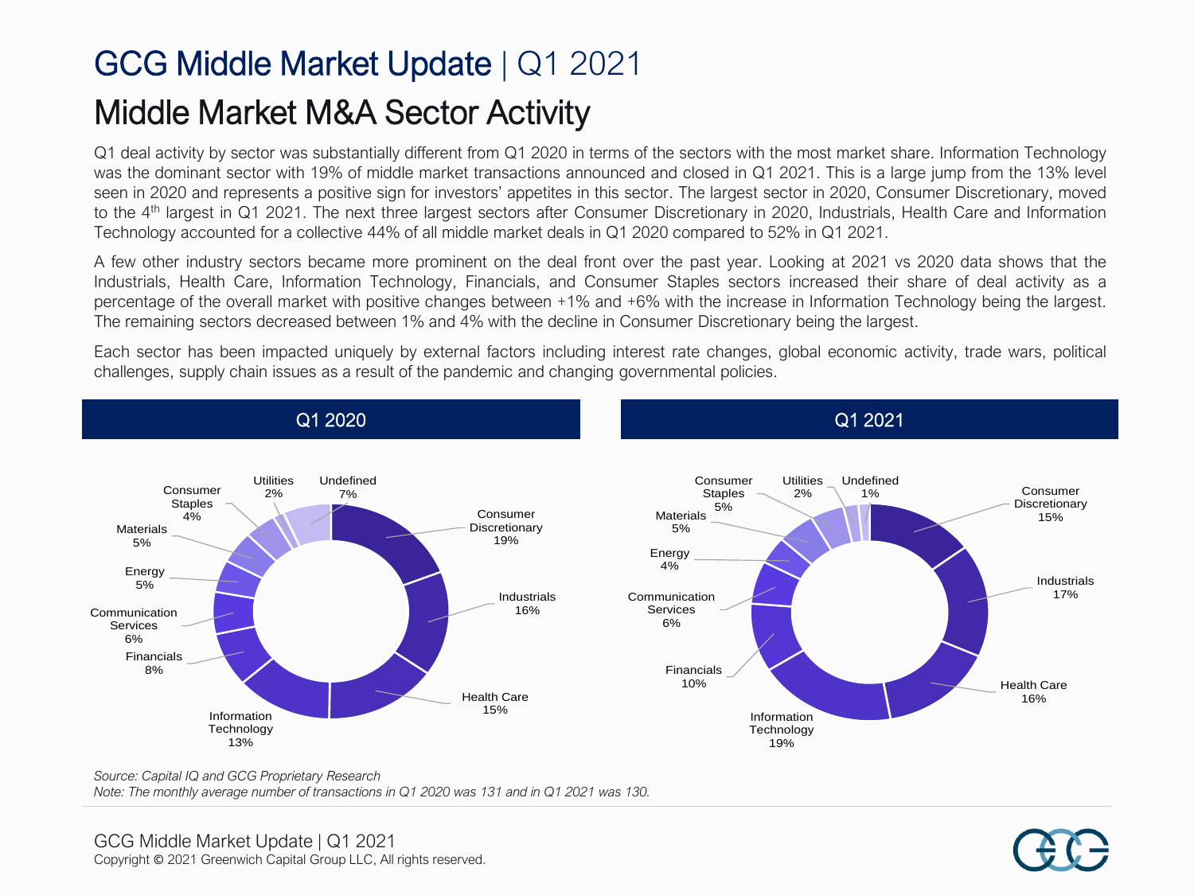# GCG Middle Market Update | Q1 2021

## Middle Market M&A Sector Activity

Q1 deal activity by sector was substantially different from Q1 2020 in terms of the sectors with the most market share. Information Technology was the dominant sector with 19% of middle market transactions announced and closed in Q1 2021. This is a large jump from the 13% level seen in 2020 and represents a positive sign for investors' appetites in this sector. The largest sector in 2020, Consumer Discretionary, moved to the 4th largest in Q1 2021. The next three largest sectors after Consumer Discretionary in 2020, Industrials, Health Care and Information Technology accounted for a collective 44% of all middle market deals in Q1 2020 compared to 52% in Q1 2021.

A few other industry sectors became more prominent on the deal front over the past year. Looking at 2021 vs 2020 data shows that the Industrials, Health Care, Information Technology, Financials, and Consumer Staples sectors increased their share of deal activity as a percentage of the overall market with positive changes between +1% and +6% with the increase in Information Technology being the largest. The remaining sectors decreased between 1% and 4% with the decline in Consumer Discretionary being the largest.

Each sector has been impacted uniquely by external factors including interest rate changes, global economic activity, trade wars, political challenges, supply chain issues as a result of the pandemic and changing governmental policies.

| Sector | Q1 2020 | Q1 2021 |
|---|---|---|
| Consumer Discretionary | 19% | 15% |
| Industrials | 16% | 17% |
| Health Care | 15% | 16% |
| Information Technology | 13% | 19% |
| Financials | 8% | 10% |
| Communication Services | 6% | 6% |
| Energy | 5% | 4% |
| Materials | 5% | 5% |
| Consumer Staples | 4% | 5% |
| Utilities | 2% | 2% |
| Undefined | 7% | 1% |

*Source: Capital IQ and GCG Proprietary Research*
*Note: The monthly average number of transactions in Q1 2020 was 131 and in Q1 2021 was 130.*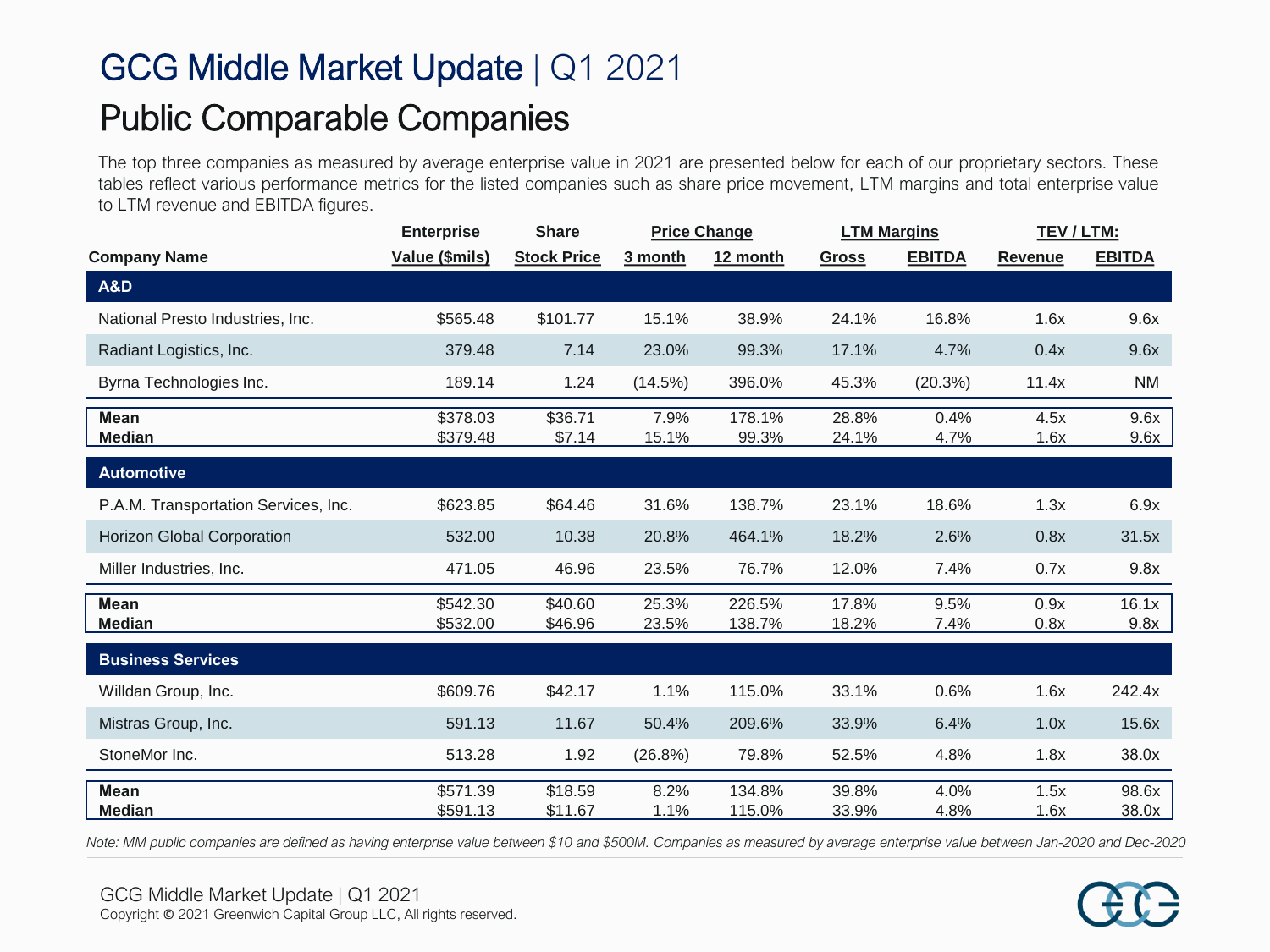# GCG Middle Market Update | Q1 2021

## Public Comparable Companies

The top three companies as measured by average enterprise value in 2021 are presented below for each of our proprietary sectors. These tables reflect various performance metrics for the listed companies such as share price movement, LTM margins and total enterprise value to LTM revenue and EBITDA figures.

| Company Name | Enterprise Value ($mils) | Share Stock Price | Price Change 3 month | Price Change 12 month | LTM Margins Gross | LTM Margins EBITDA | TEV / LTM: Revenue | TEV / LTM: EBITDA |
|---|---|---|---|---|---|---|---|---|
| **A&D** | | | | | | | | |
| National Presto Industries, Inc. | $565.48 | $101.77 | 15.1% | 38.9% | 24.1% | 16.8% | 1.6x | 9.6x |
| Radiant Logistics, Inc. | 379.48 | 7.14 | 23.0% | 99.3% | 17.1% | 4.7% | 0.4x | 9.6x |
| Byrna Technologies Inc. | 189.14 | 1.24 | (14.5%) | 396.0% | 45.3% | (20.3%) | 11.4x | NM |
| **Mean** | $378.03 | $36.71 | 7.9% | 178.1% | 28.8% | 0.4% | 4.5x | 9.6x |
| **Median** | $379.48 | $7.14 | 15.1% | 99.3% | 24.1% | 4.7% | 1.6x | 9.6x |
| **Automotive** | | | | | | | | |
| P.A.M. Transportation Services, Inc. | $623.85 | $64.46 | 31.6% | 138.7% | 23.1% | 18.6% | 1.3x | 6.9x |
| Horizon Global Corporation | 532.00 | 10.38 | 20.8% | 464.1% | 18.2% | 2.6% | 0.8x | 31.5x |
| Miller Industries, Inc. | 471.05 | 46.96 | 23.5% | 76.7% | 12.0% | 7.4% | 0.7x | 9.8x |
| **Mean** | $542.30 | $40.60 | 25.3% | 226.5% | 17.8% | 9.5% | 0.9x | 16.1x |
| **Median** | $532.00 | $46.96 | 23.5% | 138.7% | 18.2% | 7.4% | 0.8x | 9.8x |
| **Business Services** | | | | | | | | |
| Willdan Group, Inc. | $609.76 | $42.17 | 1.1% | 115.0% | 33.1% | 0.6% | 1.6x | 242.4x |
| Mistras Group, Inc. | 591.13 | 11.67 | 50.4% | 209.6% | 33.9% | 6.4% | 1.0x | 15.6x |
| StoneMor Inc. | 513.28 | 1.92 | (26.8%) | 79.8% | 52.5% | 4.8% | 1.8x | 38.0x |
| **Mean** | $571.39 | $18.59 | 8.2% | 134.8% | 39.8% | 4.0% | 1.5x | 98.6x |
| **Median** | $591.13 | $11.67 | 1.1% | 115.0% | 33.9% | 4.8% | 1.6x | 38.0x |

*Note: MM public companies are defined as having enterprise value between $10 and $500M. Companies as measured by average enterprise value between Jan-2020 and Dec-2020*

GCG Middle Market Update | Q1 2021
Copyright © 2021 Greenwich Capital Group LLC, All rights reserved.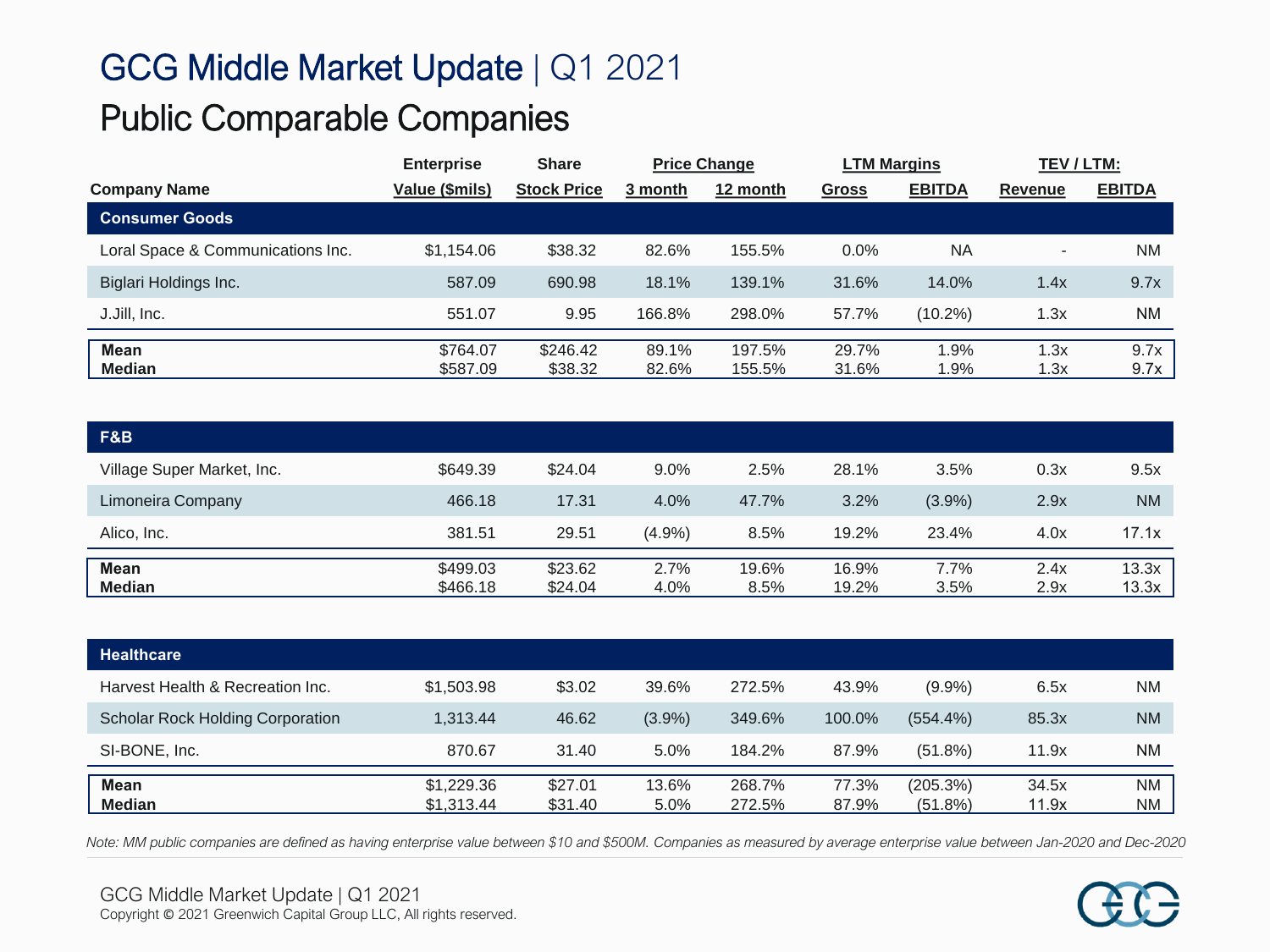# GCG Middle Market Update | Q1 2021

## Public Comparable Companies

| Company Name | Enterprise Value ($mils) | Share Stock Price | Price Change 3 month | Price Change 12 month | LTM Margins Gross | LTM Margins EBITDA | TEV / LTM: Revenue | TEV / LTM: EBITDA |
|---|---|---|---|---|---|---|---|---|
| **Consumer Goods** | | | | | | | | |
| Loral Space & Communications Inc. | $1,154.06 | $38.32 | 82.6% | 155.5% | 0.0% | NA | - | NM |
| Biglari Holdings Inc. | 587.09 | 690.98 | 18.1% | 139.1% | 31.6% | 14.0% | 1.4x | 9.7x |
| J.Jill, Inc. | 551.07 | 9.95 | 166.8% | 298.0% | 57.7% | (10.2%) | 1.3x | NM |
| **Mean** | $764.07 | $246.42 | 89.1% | 197.5% | 29.7% | 1.9% | 1.3x | 9.7x |
| **Median** | $587.09 | $38.32 | 82.6% | 155.5% | 31.6% | 1.9% | 1.3x | 9.7x |
| **F&B** | | | | | | | | |
| Village Super Market, Inc. | $649.39 | $24.04 | 9.0% | 2.5% | 28.1% | 3.5% | 0.3x | 9.5x |
| Limoneira Company | 466.18 | 17.31 | 4.0% | 47.7% | 3.2% | (3.9%) | 2.9x | NM |
| Alico, Inc. | 381.51 | 29.51 | (4.9%) | 8.5% | 19.2% | 23.4% | 4.0x | 17.1x |
| **Mean** | $499.03 | $23.62 | 2.7% | 19.6% | 16.9% | 7.7% | 2.4x | 13.3x |
| **Median** | $466.18 | $24.04 | 4.0% | 8.5% | 19.2% | 3.5% | 2.9x | 13.3x |
| **Healthcare** | | | | | | | | |
| Harvest Health & Recreation Inc. | $1,503.98 | $3.02 | 39.6% | 272.5% | 43.9% | (9.9%) | 6.5x | NM |
| Scholar Rock Holding Corporation | 1,313.44 | 46.62 | (3.9%) | 349.6% | 100.0% | (554.4%) | 85.3x | NM |
| SI-BONE, Inc. | 870.67 | 31.40 | 5.0% | 184.2% | 87.9% | (51.8%) | 11.9x | NM |
| **Mean** | $1,229.36 | $27.01 | 13.6% | 268.7% | 77.3% | (205.3%) | 34.5x | NM |
| **Median** | $1,313.44 | $31.40 | 5.0% | 272.5% | 87.9% | (51.8%) | 11.9x | NM |

*Note: MM public companies are defined as having enterprise value between $10 and $500M. Companies as measured by average enterprise value between Jan-2020 and Dec-2020*

GCG Middle Market Update | Q1 2021
Copyright © 2021 Greenwich Capital Group LLC, All rights reserved.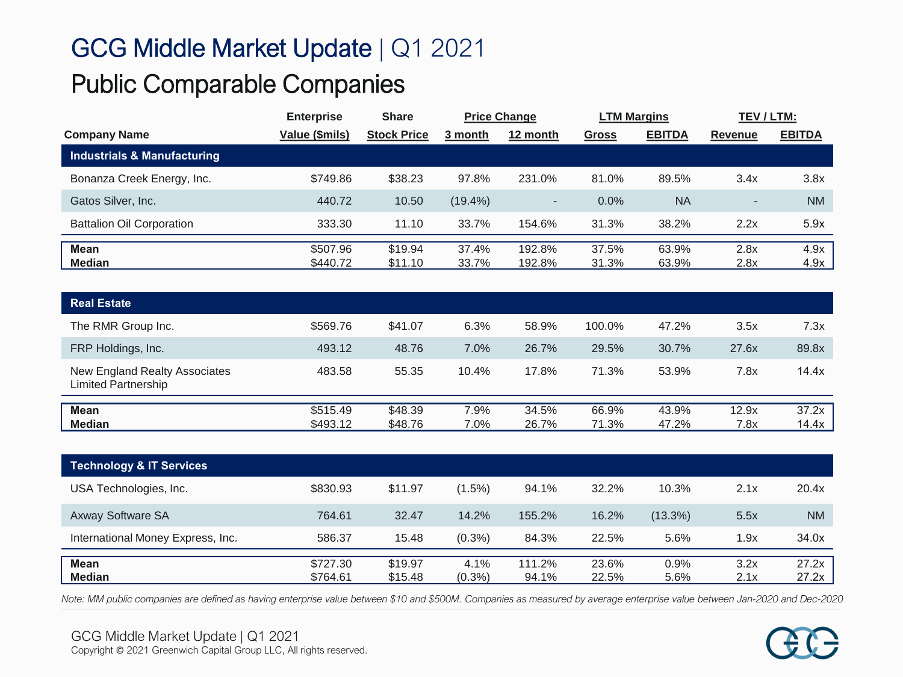# GCG Middle Market Update | Q1 2021

## Public Comparable Companies

| Company Name | Enterprise Value ($mils) | Share Stock Price | Price Change 3 month | Price Change 12 month | LTM Margins Gross | LTM Margins EBITDA | TEV / LTM: Revenue | TEV / LTM: EBITDA |
|---|---|---|---|---|---|---|---|---|
| **Industrials & Manufacturing** | | | | | | | | |
| Bonanza Creek Energy, Inc. | $749.86 | $38.23 | 97.8% | 231.0% | 81.0% | 89.5% | 3.4x | 3.8x |
| Gatos Silver, Inc. | 440.72 | 10.50 | (19.4%) | - | 0.0% | NA | - | NM |
| Battalion Oil Corporation | 333.30 | 11.10 | 33.7% | 154.6% | 31.3% | 38.2% | 2.2x | 5.9x |
| **Mean** | $507.96 | $19.94 | 37.4% | 192.8% | 37.5% | 63.9% | 2.8x | 4.9x |
| **Median** | $440.72 | $11.10 | 33.7% | 192.8% | 31.3% | 63.9% | 2.8x | 4.9x |
| **Real Estate** | | | | | | | | |
| The RMR Group Inc. | $569.76 | $41.07 | 6.3% | 58.9% | 100.0% | 47.2% | 3.5x | 7.3x |
| FRP Holdings, Inc. | 493.12 | 48.76 | 7.0% | 26.7% | 29.5% | 30.7% | 27.6x | 89.8x |
| New England Realty Associates Limited Partnership | 483.58 | 55.35 | 10.4% | 17.8% | 71.3% | 53.9% | 7.8x | 14.4x |
| **Mean** | $515.49 | $48.39 | 7.9% | 34.5% | 66.9% | 43.9% | 12.9x | 37.2x |
| **Median** | $493.12 | $48.76 | 7.0% | 26.7% | 71.3% | 47.2% | 7.8x | 14.4x |
| **Technology & IT Services** | | | | | | | | |
| USA Technologies, Inc. | $830.93 | $11.97 | (1.5%) | 94.1% | 32.2% | 10.3% | 2.1x | 20.4x |
| Axway Software SA | 764.61 | 32.47 | 14.2% | 155.2% | 16.2% | (13.3%) | 5.5x | NM |
| International Money Express, Inc. | 586.37 | 15.48 | (0.3%) | 84.3% | 22.5% | 5.6% | 1.9x | 34.0x |
| **Mean** | $727.30 | $19.97 | 4.1% | 111.2% | 23.6% | 0.9% | 3.2x | 27.2x |
| **Median** | $764.61 | $15.48 | (0.3%) | 94.1% | 22.5% | 5.6% | 2.1x | 27.2x |

*Note: MM public companies are defined as having enterprise value between $10 and $500M. Companies as measured by average enterprise value between Jan-2020 and Dec-2020*

Copyright © 2021 Greenwich Capital Group LLC, All rights reserved.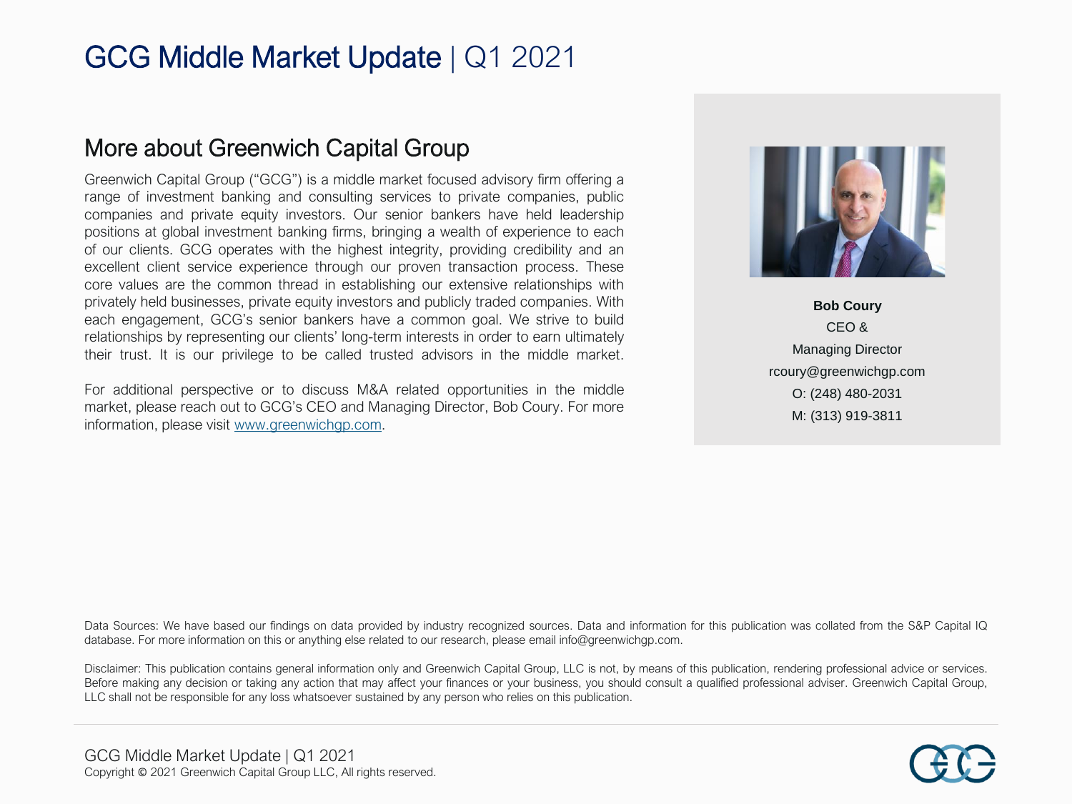# GCG Middle Market Update | Q1 2021

## More about Greenwich Capital Group

Greenwich Capital Group ("GCG") is a middle market focused advisory firm offering a range of investment banking and consulting services to private companies, public companies and private equity investors. Our senior bankers have held leadership positions at global investment banking firms, bringing a wealth of experience to each of our clients. GCG operates with the highest integrity, providing credibility and an excellent client service experience through our proven transaction process. These core values are the common thread in establishing our extensive relationships with privately held businesses, private equity investors and publicly traded companies. With each engagement, GCG's senior bankers have a common goal. We strive to build relationships by representing our clients' long-term interests in order to earn ultimately their trust. It is our privilege to be called trusted advisors in the middle market.

For additional perspective or to discuss M&A related opportunities in the middle market, please reach out to GCG's CEO and Managing Director, Bob Coury. For more information, please visit www.greenwichgp.com.

**Bob Coury**
CEO &
Managing Director
rcoury@greenwichgp.com
O: (248) 480-2031
M: (313) 919-3811

Data Sources: We have based our findings on data provided by industry recognized sources. Data and information for this publication was collated from the S&P Capital IQ database. For more information on this or anything else related to our research, please email info@greenwichgp.com.

Disclaimer: This publication contains general information only and Greenwich Capital Group, LLC is not, by means of this publication, rendering professional advice or services. Before making any decision or taking any action that may affect your finances or your business, you should consult a qualified professional adviser. Greenwich Capital Group, LLC shall not be responsible for any loss whatsoever sustained by any person who relies on this publication.

Copyright © 2021 Greenwich Capital Group LLC, All rights reserved.